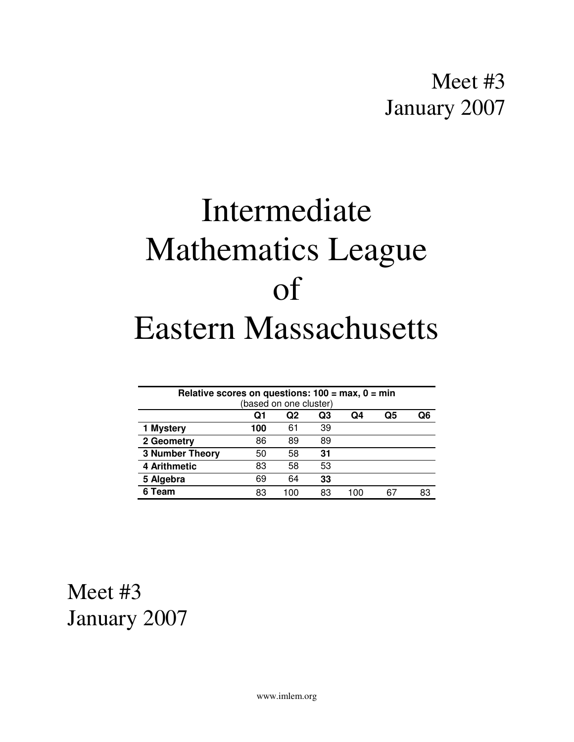Meet #3
January 2007

# Intermediate Mathematics League of Eastern Massachusetts

| **Relative scores on questions: 100 = max, 0 = min** (based on one cluster) | | | | | | |
|---|---|---|---|---|---|---|
| | **Q1** | **Q2** | **Q3** | **Q4** | **Q5** | **Q6** |
| **1 Mystery** | **100** | 61 | 39 | | | |
| **2 Geometry** | 86 | 89 | 89 | | | |
| **3 Number Theory** | 50 | 58 | **31** | | | |
| **4 Arithmetic** | 83 | 58 | 53 | | | |
| **5 Algebra** | 69 | 64 | **33** | | | |
| **6 Team** | 83 | 100 | 83 | 100 | 67 | 83 |

Meet #3
January 2007

www.imlem.org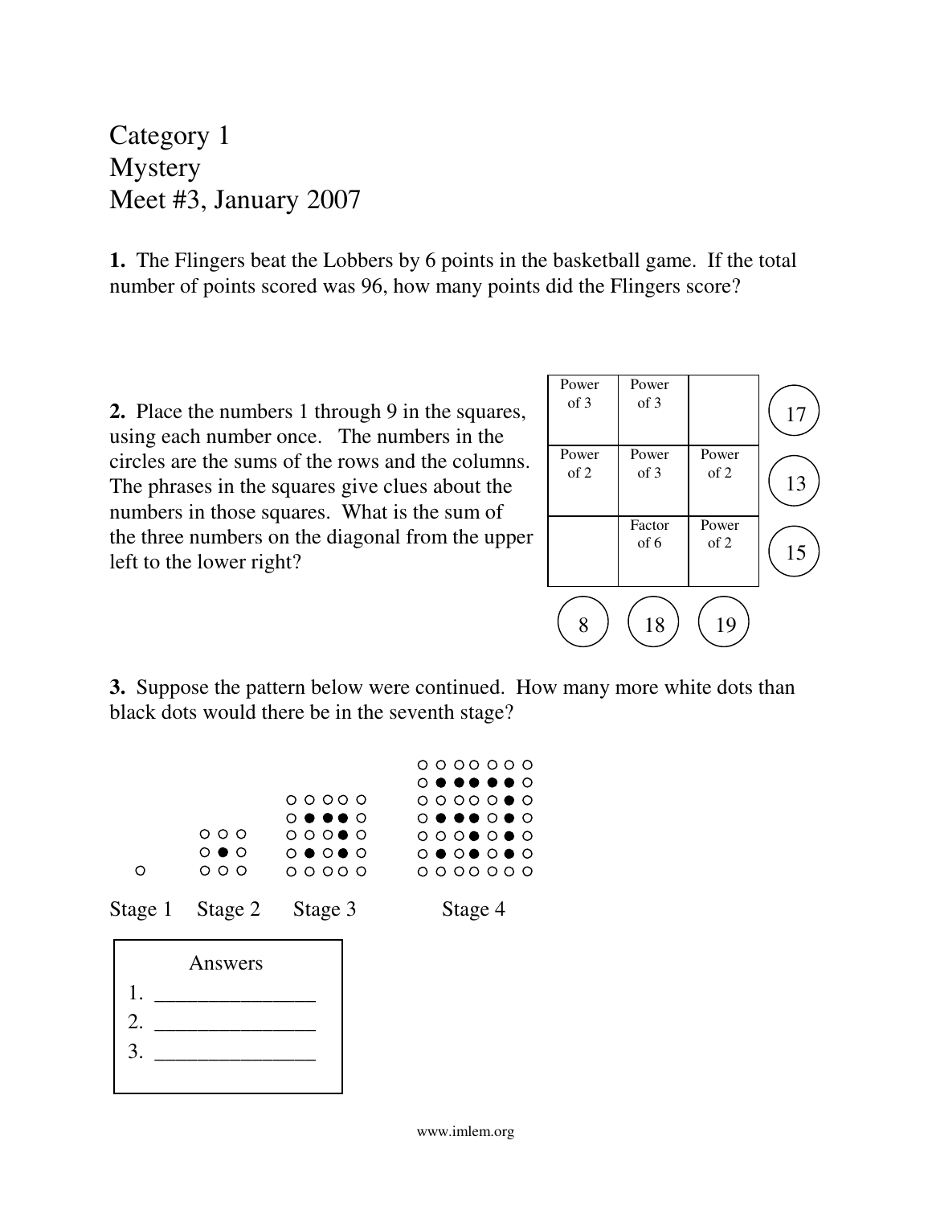Category 1
Mystery
Meet #3, January 2007

**1.** The Flingers beat the Lobbers by 6 points in the basketball game. If the total number of points scored was 96, how many points did the Flingers score?

**2.** Place the numbers 1 through 9 in the squares, using each number once. The numbers in the circles are the sums of the rows and the columns. The phrases in the squares give clues about the numbers in those squares. What is the sum of the three numbers on the diagonal from the upper left to the lower right?

| | | | |
|---|---|---|---|
| Power of 3 | Power of 3 | | 17 |
| Power of 2 | Power of 3 | Power of 2 | 13 |
| | Factor of 6 | Power of 2 | 15 |
| 8 | 18 | 19 | |

**3.** Suppose the pattern below were continued. How many more white dots than black dots would there be in the seventh stage?

Stage 1

```
○
```

Stage 2

```
○ ○ ○
○ ● ○
○ ○ ○
```

Stage 3

```
○ ○ ○ ○ ○
○ ● ● ● ○
○ ○ ○ ● ○
○ ● ○ ● ○
○ ○ ○ ○ ○
```

Stage 4

```
○ ○ ○ ○ ○ ○ ○
○ ● ● ● ● ● ○
○ ○ ○ ○ ○ ● ○
○ ● ● ● ○ ● ○
○ ○ ○ ● ○ ● ○
○ ● ○ ● ○ ● ○
○ ○ ○ ○ ○ ○ ○
```

| Answers |
|---|
| 1. _______________ |
| 2. _______________ |
| 3. _______________ |

www.imlem.org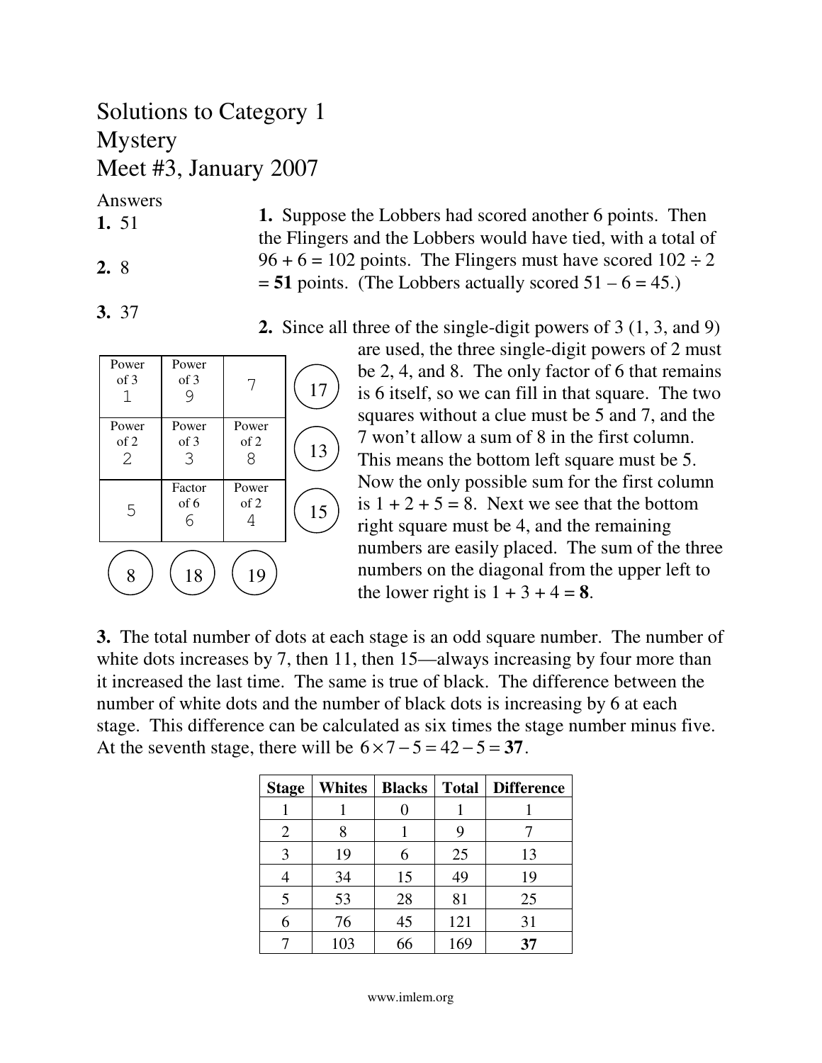# Solutions to Category 1
# Mystery
# Meet #3, January 2007

**Answers**

**1.** 51

**2.** 8

**3.** 37

**1.** Suppose the Lobbers had scored another 6 points. Then the Flingers and the Lobbers would have tied, with a total of 96 + 6 = 102 points. The Flingers must have scored 102 ÷ 2 = **51** points. (The Lobbers actually scored 51 – 6 = 45.)

**2.** Since all three of the single-digit powers of 3 (1, 3, and 9) are used, the three single-digit powers of 2 must be 2, 4, and 8. The only factor of 6 that remains is 6 itself, so we can fill in that square. The two squares without a clue must be 5 and 7, and the 7 won't allow a sum of 8 in the first column. This means the bottom left square must be 5. Now the only possible sum for the first column is 1 + 2 + 5 = 8. Next we see that the bottom right square must be 4, and the remaining numbers are easily placed. The sum of the three numbers on the diagonal from the upper left to the lower right is 1 + 3 + 4 = **8**.

| | | | Row sum |
|---|---|---|---|
| Power of 3: 1 | Power of 3: 9 | 7 | 17 |
| Power of 2: 2 | Power of 3: 3 | Power of 2: 8 | 13 |
| 5 | Factor of 6: 6 | Power of 2: 4 | 15 |
| **8** | **18** | **19** | |

**3.** The total number of dots at each stage is an odd square number. The number of white dots increases by 7, then 11, then 15—always increasing by four more than it increased the last time. The same is true of black. The difference between the number of white dots and the number of black dots is increasing by 6 at each stage. This difference can be calculated as six times the stage number minus five. At the seventh stage, there will be $6 \times 7 - 5 = 42 - 5 = \mathbf{37}$.

| Stage | Whites | Blacks | Total | Difference |
|---|---|---|---|---|
| 1 | 1 | 0 | 1 | 1 |
| 2 | 8 | 1 | 9 | 7 |
| 3 | 19 | 6 | 25 | 13 |
| 4 | 34 | 15 | 49 | 19 |
| 5 | 53 | 28 | 81 | 25 |
| 6 | 76 | 45 | 121 | 31 |
| 7 | 103 | 66 | 169 | **37** |

www.imlem.org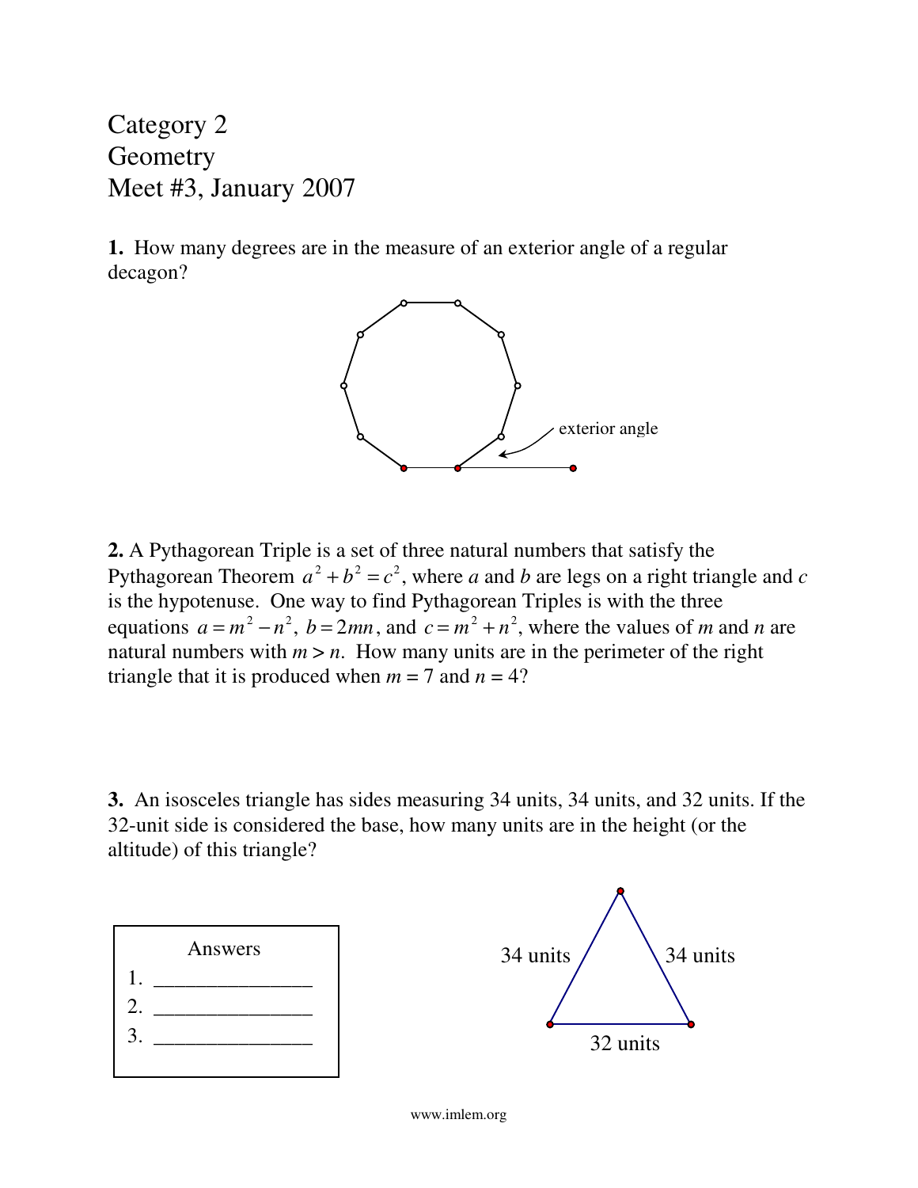Category 2
Geometry
Meet #3, January 2007

**1.** How many degrees are in the measure of an exterior angle of a regular decagon?

exterior angle

**2.** A Pythagorean Triple is a set of three natural numbers that satisfy the Pythagorean Theorem $a^2 + b^2 = c^2$, where $a$ and $b$ are legs on a right triangle and $c$ is the hypotenuse. One way to find Pythagorean Triples is with the three equations $a = m^2 - n^2$, $b = 2mn$, and $c = m^2 + n^2$, where the values of $m$ and $n$ are natural numbers with $m > n$. How many units are in the perimeter of the right triangle that it is produced when $m$ = 7 and $n$ = 4?

**3.** An isosceles triangle has sides measuring 34 units, 34 units, and 32 units. If the 32-unit side is considered the base, how many units are in the height (or the altitude) of this triangle?

Answers
1. _______________
2. _______________
3. _______________

34 units 34 units

32 units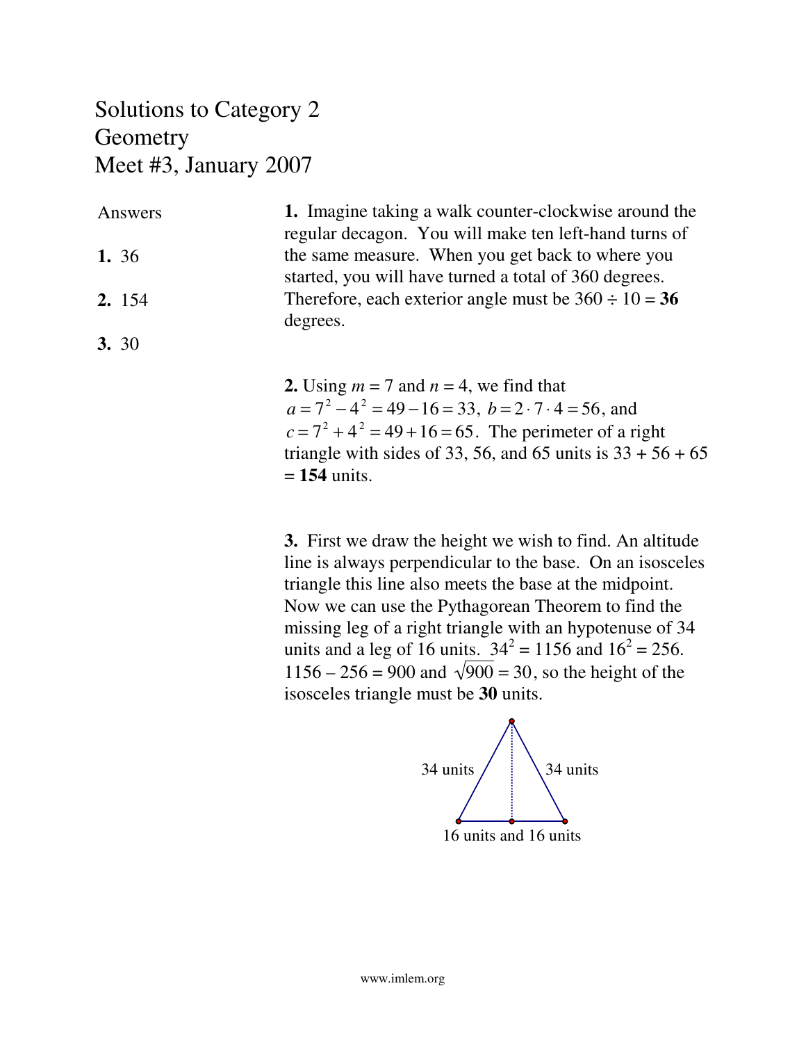# Solutions to Category 2
# Geometry
# Meet #3, January 2007

**Answers**

**1.** 36

**2.** 154

**3.** 30

**1.** Imagine taking a walk counter-clockwise around the regular decagon. You will make ten left-hand turns of the same measure. When you get back to where you started, you will have turned a total of 360 degrees. Therefore, each exterior angle must be 360 ÷ 10 = **36** degrees.

**2.** Using $m = 7$ and $n = 4$, we find that $a = 7^2 - 4^2 = 49 - 16 = 33$, $b = 2 \cdot 7 \cdot 4 = 56$, and $c = 7^2 + 4^2 = 49 + 16 = 65$. The perimeter of a right triangle with sides of 33, 56, and 65 units is 33 + 56 + 65 = **154** units.

**3.** First we draw the height we wish to find. An altitude line is always perpendicular to the base. On an isosceles triangle this line also meets the base at the midpoint. Now we can use the Pythagorean Theorem to find the missing leg of a right triangle with an hypotenuse of 34 units and a leg of 16 units. $34^2 = 1156$ and $16^2 = 256$. $1156 - 256 = 900$ and $\sqrt{900} = 30$, so the height of the isosceles triangle must be **30** units.

34 units　34 units

16 units and 16 units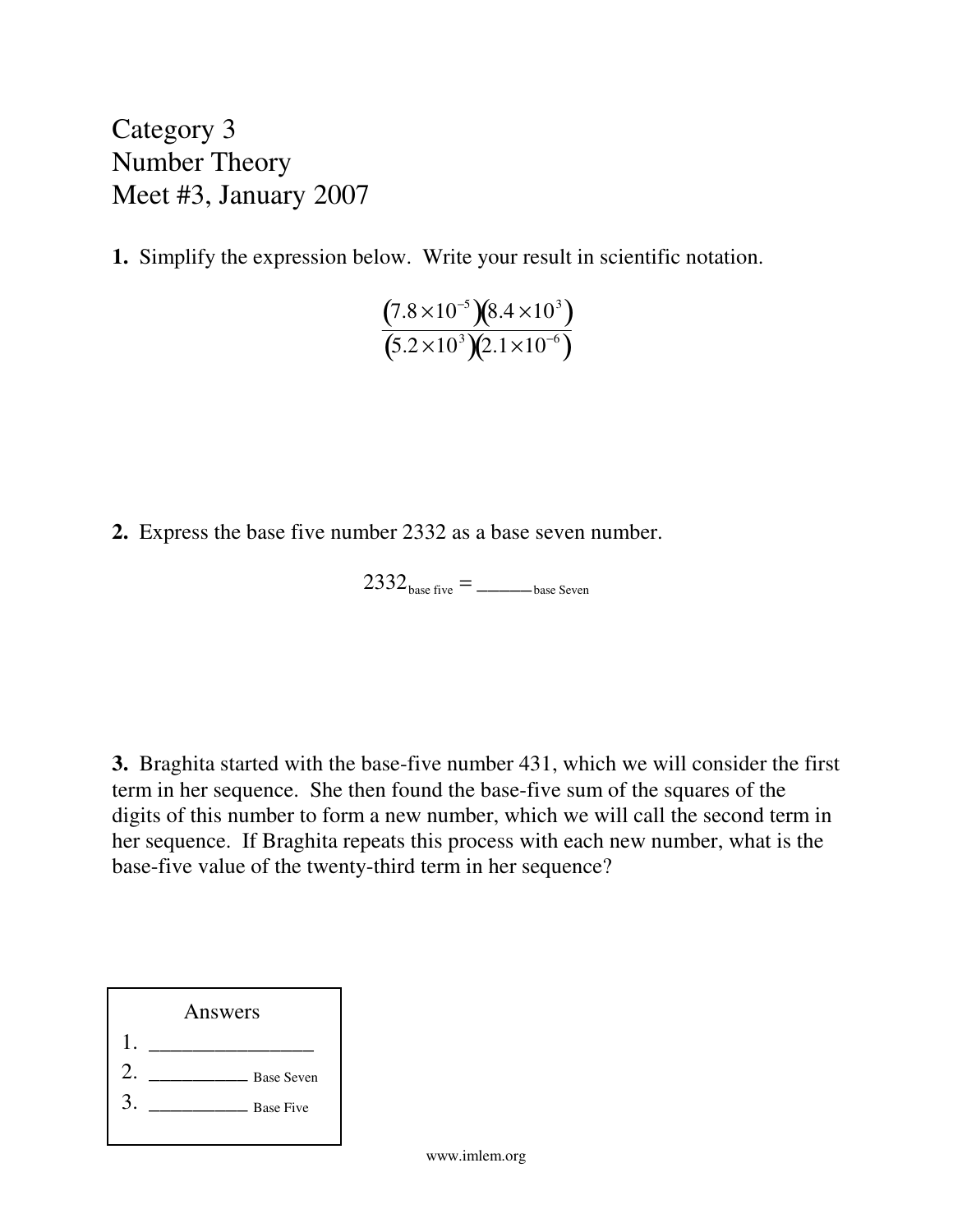Category 3
Number Theory
Meet #3, January 2007

**1.** Simplify the expression below. Write your result in scientific notation.

$$\frac{\left(7.8\times10^{-5}\right)\left(8.4\times10^{3}\right)}{\left(5.2\times10^{3}\right)\left(2.1\times10^{-6}\right)}$$

**2.** Express the base five number 2332 as a base seven number.

$$2332_{\text{base five}} = \_\_\_\_\_\__{\text{base Seven}}$$

**3.** Braghita started with the base-five number 431, which we will consider the first term in her sequence. She then found the base-five sum of the squares of the digits of this number to form a new number, which we will call the second term in her sequence. If Braghita repeats this process with each new number, what is the base-five value of the twenty-third term in her sequence?

| Answers |
|---|
| 1. \_\_\_\_\_\_\_\_\_\_\_\_\_\_\_\_ |
| 2. \_\_\_\_\_\_\_\_\_\_\_\_ Base Seven |
| 3. \_\_\_\_\_\_\_\_\_\_\_\_ Base Five |

www.imlem.org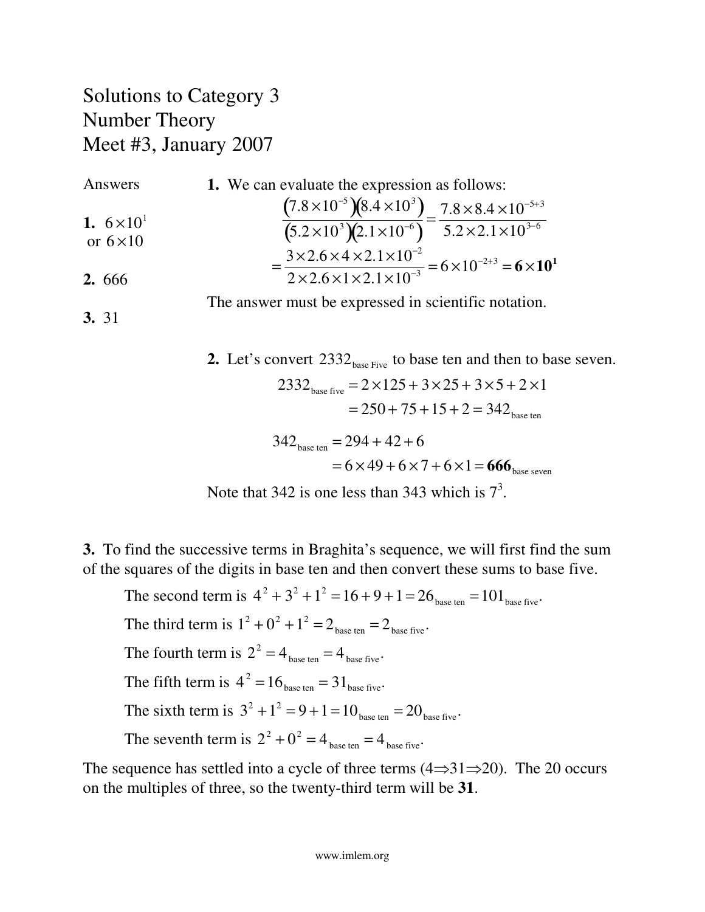# Solutions to Category 3
# Number Theory
# Meet #3, January 2007

Answers

**1.** $6 \times 10^1$ or $6 \times 10$

**2.** 666

**3.** 31

**1.** We can evaluate the expression as follows:

$$\frac{(7.8 \times 10^{-5})(8.4 \times 10^{3})}{(5.2 \times 10^{3})(2.1 \times 10^{-6})} = \frac{7.8 \times 8.4 \times 10^{-5+3}}{5.2 \times 2.1 \times 10^{3-6}}$$

$$= \frac{3 \times 2.6 \times 4 \times 2.1 \times 10^{-2}}{2 \times 2.6 \times 1 \times 2.1 \times 10^{-3}} = 6 \times 10^{-2+3} = \mathbf{6 \times 10^1}$$

The answer must be expressed in scientific notation.

**2.** Let's convert $2332_{\text{base Five}}$ to base ten and then to base seven.

$$2332_{\text{base five}} = 2 \times 125 + 3 \times 25 + 3 \times 5 + 2 \times 1$$
$$= 250 + 75 + 15 + 2 = 342_{\text{base ten}}$$

$$342_{\text{base ten}} = 294 + 42 + 6$$
$$= 6 \times 49 + 6 \times 7 + 6 \times 1 = \mathbf{666}_{\text{base seven}}$$

Note that 342 is one less than 343 which is $7^3$.

**3.** To find the successive terms in Braghita's sequence, we will first find the sum of the squares of the digits in base ten and then convert these sums to base five.

The second term is $4^2 + 3^2 + 1^2 = 16 + 9 + 1 = 26_{\text{base ten}} = 101_{\text{base five}}$.

The third term is $1^2 + 0^2 + 1^2 = 2_{\text{base ten}} = 2_{\text{base five}}$.

The fourth term is $2^2 = 4_{\text{base ten}} = 4_{\text{base five}}$.

The fifth term is $4^2 = 16_{\text{base ten}} = 31_{\text{base five}}$.

The sixth term is $3^2 + 1^2 = 9 + 1 = 10_{\text{base ten}} = 20_{\text{base five}}$.

The seventh term is $2^2 + 0^2 = 4_{\text{base ten}} = 4_{\text{base five}}$.

The sequence has settled into a cycle of three terms ($4 \Rightarrow 31 \Rightarrow 20$). The 20 occurs on the multiples of three, so the twenty-third term will be **31**.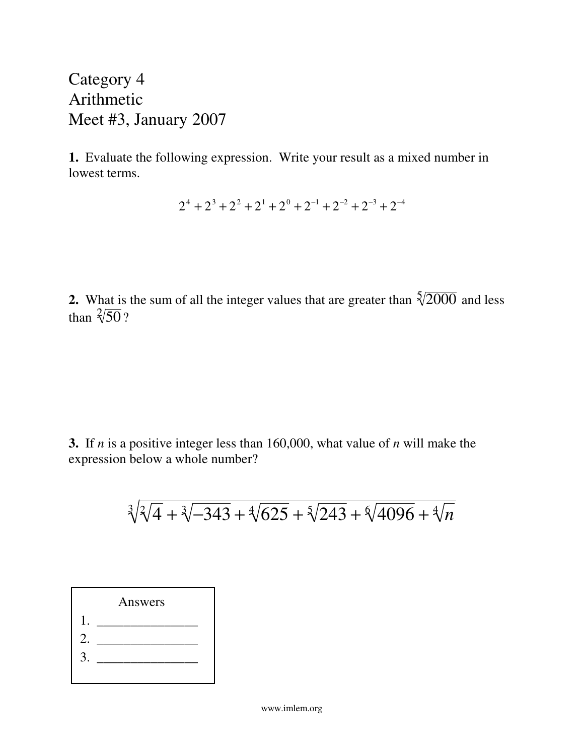# Category 4
# Arithmetic
# Meet #3, January 2007

**1.** Evaluate the following expression. Write your result as a mixed number in lowest terms.

$$2^4 + 2^3 + 2^2 + 2^1 + 2^0 + 2^{-1} + 2^{-2} + 2^{-3} + 2^{-4}$$

**2.** What is the sum of all the integer values that are greater than $\sqrt[5]{2000}$ and less than $\sqrt[2]{50}$?

**3.** If *n* is a positive integer less than 160,000, what value of *n* will make the expression below a whole number?

$$\sqrt[3]{\sqrt[2]{4} + \sqrt[3]{-343} + \sqrt[4]{625} + \sqrt[5]{243} + \sqrt[6]{4096} + \sqrt[4]{n}}$$

Answers
1. _______________
2. _______________
3. _______________

www.imlem.org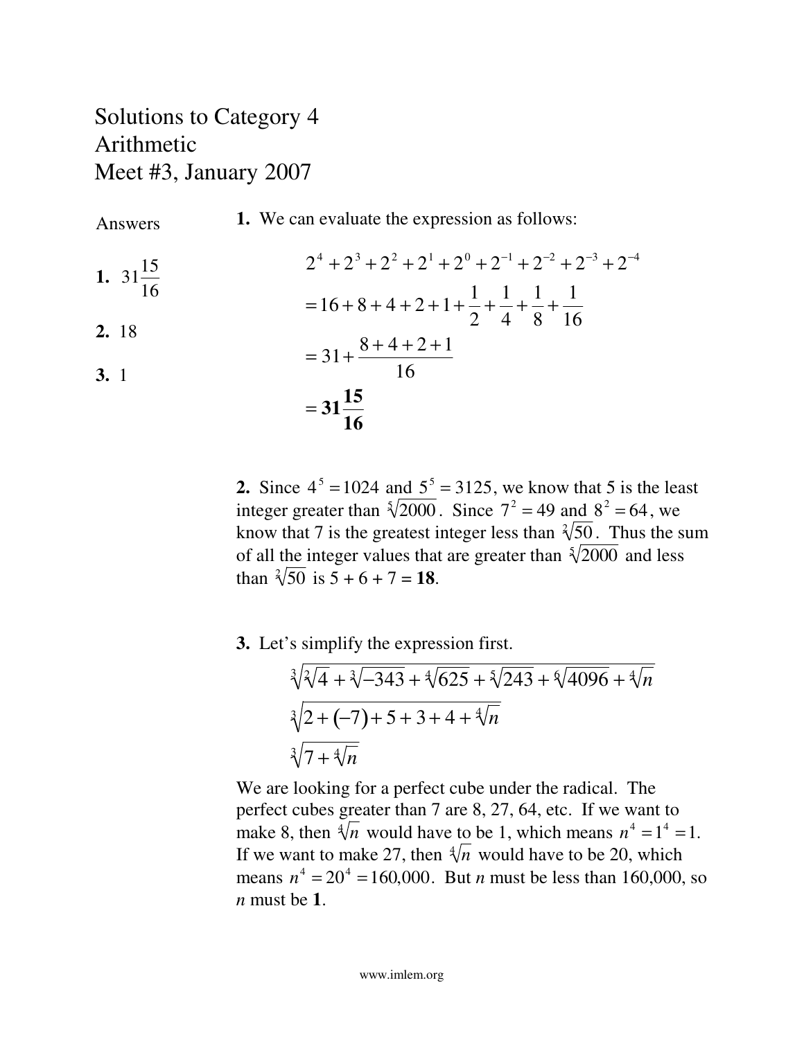# Solutions to Category 4
# Arithmetic
# Meet #3, January 2007

**Answers**

**1.** $31\frac{15}{16}$

**2.** 18

**3.** 1

**1.** We can evaluate the expression as follows:

$$
\begin{aligned}
&2^4 + 2^3 + 2^2 + 2^1 + 2^0 + 2^{-1} + 2^{-2} + 2^{-3} + 2^{-4} \\
&= 16 + 8 + 4 + 2 + 1 + \frac{1}{2} + \frac{1}{4} + \frac{1}{8} + \frac{1}{16} \\
&= 31 + \frac{8+4+2+1}{16} \\
&= \mathbf{31\frac{15}{16}}
\end{aligned}
$$

**2.** Since $4^5 = 1024$ and $5^5 = 3125$, we know that 5 is the least integer greater than $\sqrt[5]{2000}$. Since $7^2 = 49$ and $8^2 = 64$, we know that 7 is the greatest integer less than $\sqrt[2]{50}$. Thus the sum of all the integer values that are greater than $\sqrt[5]{2000}$ and less than $\sqrt[2]{50}$ is 5 + 6 + 7 = **18**.

**3.** Let's simplify the expression first.

$$\sqrt[3]{\sqrt[2]{4} + \sqrt[3]{-343} + \sqrt[4]{625} + \sqrt[5]{243} + \sqrt[6]{4096} + \sqrt[4]{n}}$$

$$\sqrt[3]{2 + (-7) + 5 + 3 + 4 + \sqrt[4]{n}}$$

$$\sqrt[3]{7 + \sqrt[4]{n}}$$

We are looking for a perfect cube under the radical. The perfect cubes greater than 7 are 8, 27, 64, etc. If we want to make 8, then $\sqrt[4]{n}$ would have to be 1, which means $n^4 = 1^4 = 1$. If we want to make 27, then $\sqrt[4]{n}$ would have to be 20, which means $n^4 = 20^4 = 160{,}000$. But $n$ must be less than 160,000, so $n$ must be **1**.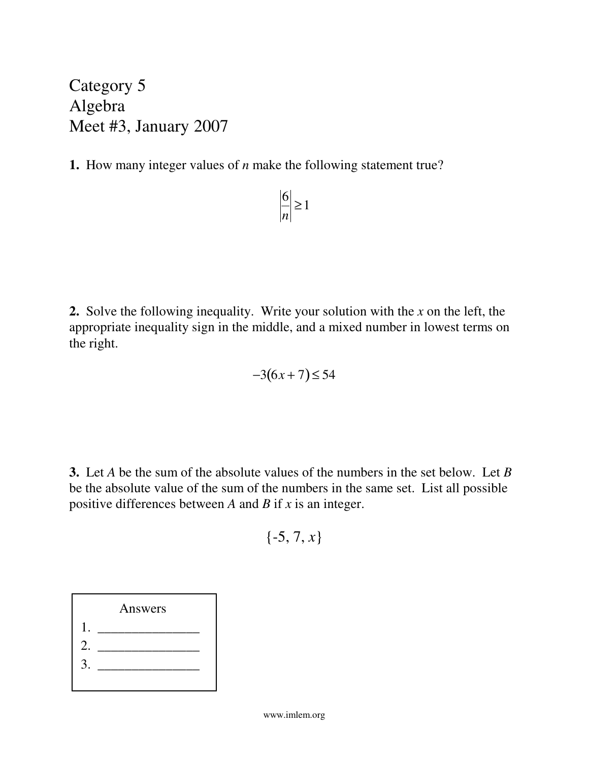Category 5
Algebra
Meet #3, January 2007

**1.** How many integer values of *n* make the following statement true?

$$\left|\frac{6}{n}\right| \geq 1$$

**2.** Solve the following inequality. Write your solution with the *x* on the left, the appropriate inequality sign in the middle, and a mixed number in lowest terms on the right.

$$-3(6x+7) \leq 54$$

**3.** Let *A* be the sum of the absolute values of the numbers in the set below. Let *B* be the absolute value of the sum of the numbers in the same set. List all possible positive differences between *A* and *B* if *x* is an integer.

$$\{-5, 7, x\}$$

| Answers |
|---|
| 1. _______________ |
| 2. _______________ |
| 3. _______________ |

www.imlem.org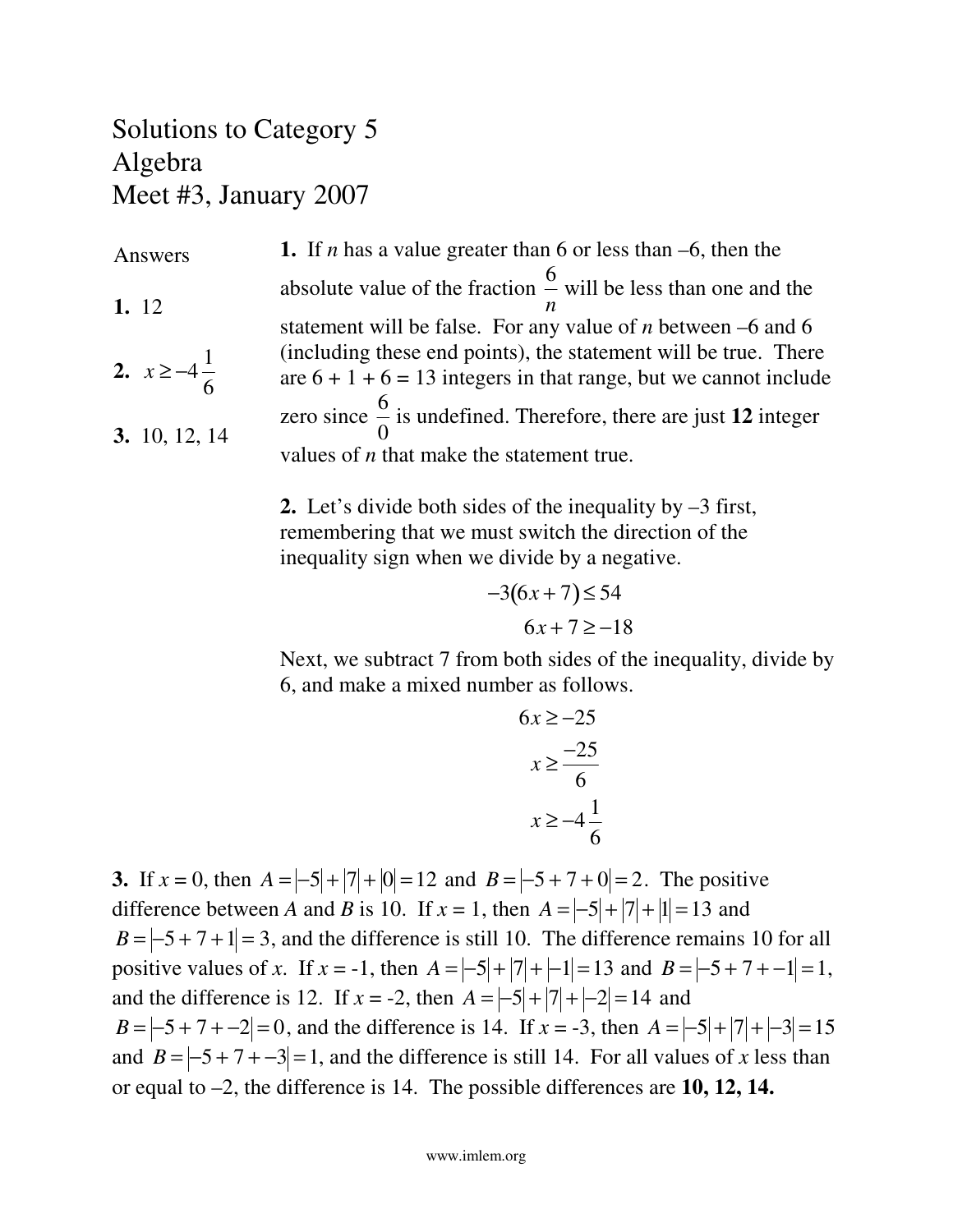# Solutions to Category 5
# Algebra
# Meet #3, January 2007

Answers

**1.** 12

**2.** $x \geq -4\frac{1}{6}$

**3.** 10, 12, 14

**1.** If $n$ has a value greater than 6 or less than –6, then the absolute value of the fraction $\frac{6}{n}$ will be less than one and the statement will be false. For any value of $n$ between –6 and 6 (including these end points), the statement will be true. There are 6 + 1 + 6 = 13 integers in that range, but we cannot include zero since $\frac{6}{0}$ is undefined. Therefore, there are just **12** integer values of $n$ that make the statement true.

**2.** Let's divide both sides of the inequality by –3 first, remembering that we must switch the direction of the inequality sign when we divide by a negative.

$$-3(6x+7) \leq 54$$

$$6x + 7 \geq -18$$

Next, we subtract 7 from both sides of the inequality, divide by 6, and make a mixed number as follows.

$$6x \geq -25$$

$$x \geq \frac{-25}{6}$$

$$x \geq -4\frac{1}{6}$$

**3.** If $x = 0$, then $A = |-5| + |7| + |0| = 12$ and $B = |-5 + 7 + 0| = 2$. The positive difference between $A$ and $B$ is 10. If $x = 1$, then $A = |-5| + |7| + |1| = 13$ and $B = |-5 + 7 + 1| = 3$, and the difference is still 10. The difference remains 10 for all positive values of $x$. If $x$ = -1, then $A = |-5| + |7| + |-1| = 13$ and $B = |-5 + 7 + -1| = 1$, and the difference is 12. If $x$ = -2, then $A = |-5| + |7| + |-2| = 14$ and $B = |-5 + 7 + -2| = 0$, and the difference is 14. If $x$ = -3, then $A = |-5| + |7| + |-3| = 15$ and $B = |-5 + 7 + -3| = 1$, and the difference is still 14. For all values of $x$ less than or equal to –2, the difference is 14. The possible differences are **10, 12, 14.**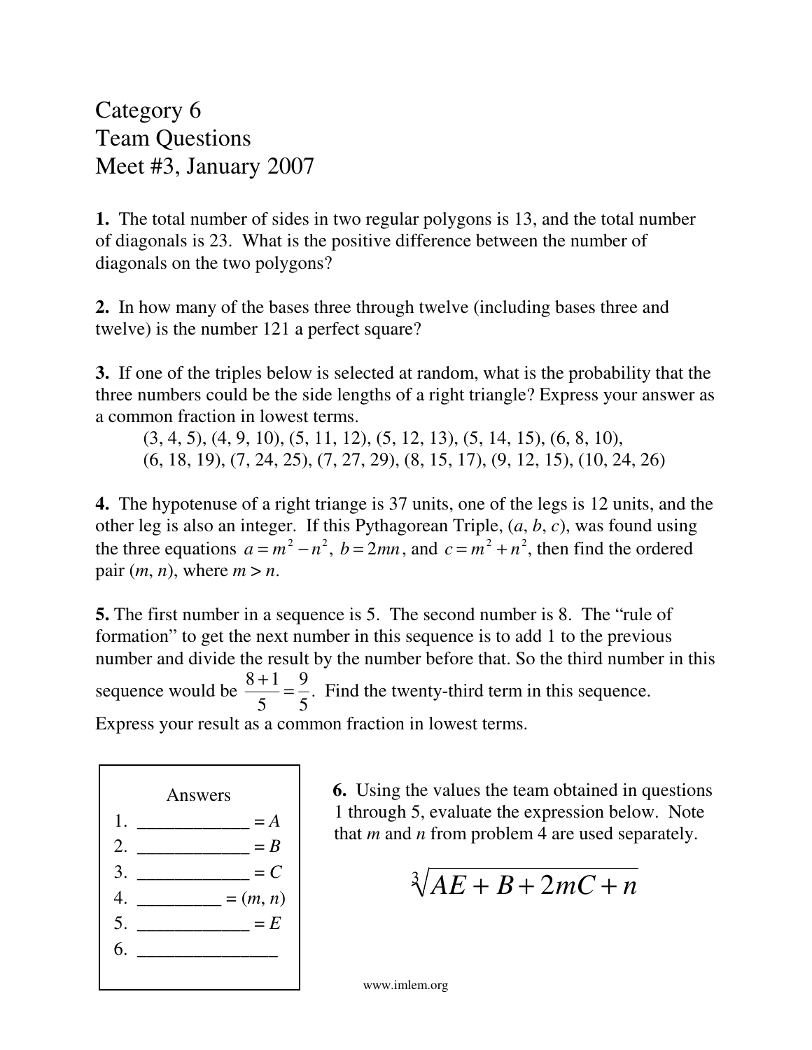# Category 6
## Team Questions
## Meet #3, January 2007

**1.** The total number of sides in two regular polygons is 13, and the total number of diagonals is 23. What is the positive difference between the number of diagonals on the two polygons?

**2.** In how many of the bases three through twelve (including bases three and twelve) is the number 121 a perfect square?

**3.** If one of the triples below is selected at random, what is the probability that the three numbers could be the side lengths of a right triangle? Express your answer as a common fraction in lowest terms.

(3, 4, 5), (4, 9, 10), (5, 11, 12), (5, 12, 13), (5, 14, 15), (6, 8, 10),
(6, 18, 19), (7, 24, 25), (7, 27, 29), (8, 15, 17), (9, 12, 15), (10, 24, 26)

**4.** The hypotenuse of a right triange is 37 units, one of the legs is 12 units, and the other leg is also an integer. If this Pythagorean Triple, ($a$, $b$, $c$), was found using the three equations $a = m^2 - n^2$, $b = 2mn$, and $c = m^2 + n^2$, then find the ordered pair ($m$, $n$), where $m > n$.

**5.** The first number in a sequence is 5. The second number is 8. The "rule of formation" to get the next number in this sequence is to add 1 to the previous number and divide the result by the number before that. So the third number in this sequence would be $\frac{8+1}{5} = \frac{9}{5}$. Find the twenty-third term in this sequence. Express your result as a common fraction in lowest terms.

Answers
1. ____________ = $A$
2. ____________ = $B$
3. ____________ = $C$
4. _________ = ($m$, $n$)
5. ____________ = $E$
6. _______________

**6.** Using the values the team obtained in questions 1 through 5, evaluate the expression below. Note that $m$ and $n$ from problem 4 are used separately.

$$\sqrt[3]{AE + B + 2mC + n}$$

www.imlem.org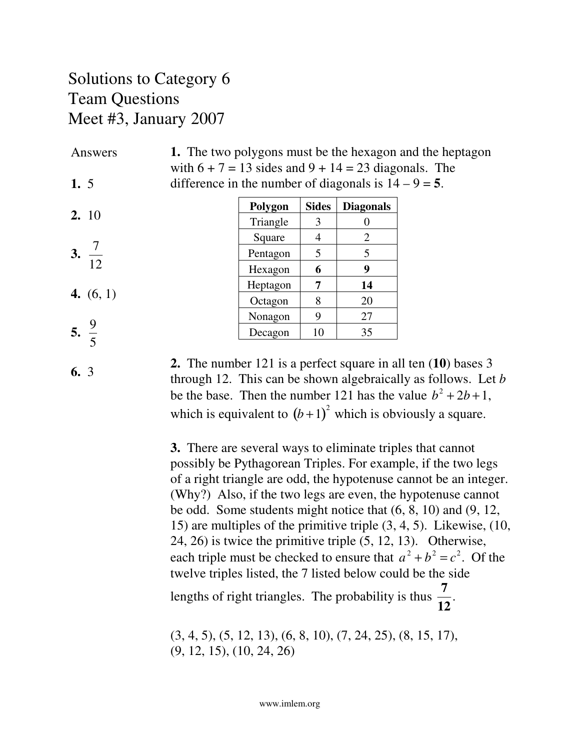# Solutions to Category 6
# Team Questions
# Meet #3, January 2007

Answers

**1.** 5

**2.** 10

**3.** $\frac{7}{12}$

**4.** (6, 1)

**5.** $\frac{9}{5}$

**6.** 3

**1.** The two polygons must be the hexagon and the heptagon with 6 + 7 = 13 sides and 9 + 14 = 23 diagonals. The difference in the number of diagonals is 14 – 9 = **5**.

| **Polygon** | **Sides** | **Diagonals** |
|---|---|---|
| Triangle | 3 | 0 |
| Square | 4 | 2 |
| Pentagon | 5 | 5 |
| Hexagon | **6** | **9** |
| Heptagon | **7** | **14** |
| Octagon | 8 | 20 |
| Nonagon | 9 | 27 |
| Decagon | 10 | 35 |

**2.** The number 121 is a perfect square in all ten (**10**) bases 3 through 12. This can be shown algebraically as follows. Let $b$ be the base. Then the number 121 has the value $b^2 + 2b + 1$, which is equivalent to $(b+1)^2$ which is obviously a square.

**3.** There are several ways to eliminate triples that cannot possibly be Pythagorean Triples. For example, if the two legs of a right triangle are odd, the hypotenuse cannot be an integer. (Why?) Also, if the two legs are even, the hypotenuse cannot be odd. Some students might notice that (6, 8, 10) and (9, 12, 15) are multiples of the primitive triple (3, 4, 5). Likewise, (10, 24, 26) is twice the primitive triple (5, 12, 13). Otherwise, each triple must be checked to ensure that $a^2 + b^2 = c^2$. Of the twelve triples listed, the 7 listed below could be the side lengths of right triangles. The probability is thus $\mathbf{\frac{7}{12}}$.

(3, 4, 5), (5, 12, 13), (6, 8, 10), (7, 24, 25), (8, 15, 17), (9, 12, 15), (10, 24, 26)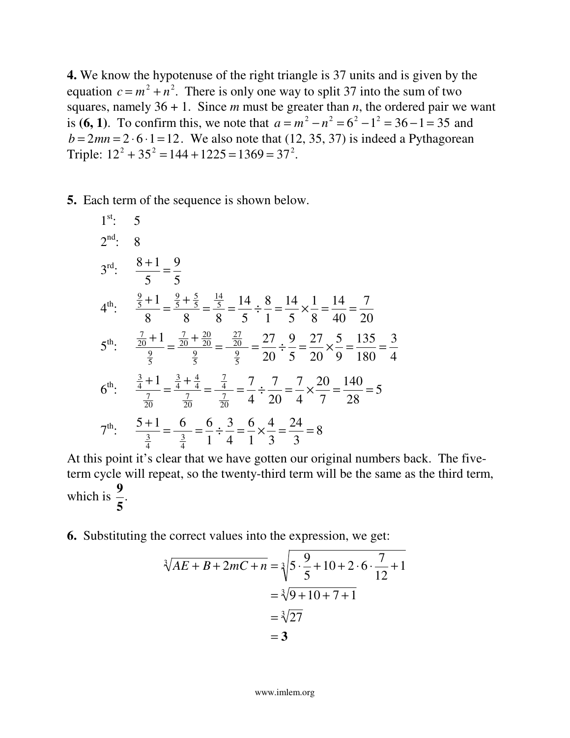**4.** We know the hypotenuse of the right triangle is 37 units and is given by the equation $c = m^2 + n^2$. There is only one way to split 37 into the sum of two squares, namely 36 + 1. Since $m$ must be greater than $n$, the ordered pair we want is **(6, 1)**. To confirm this, we note that $a = m^2 - n^2 = 6^2 - 1^2 = 36 - 1 = 35$ and $b = 2mn = 2 \cdot 6 \cdot 1 = 12$. We also note that (12, 35, 37) is indeed a Pythagorean Triple: $12^2 + 35^2 = 144 + 1225 = 1369 = 37^2$.

**5.** Each term of the sequence is shown below.

1st: $5$

2nd: $8$

3rd: $\dfrac{8+1}{5} = \dfrac{9}{5}$

4th: $\dfrac{\frac{9}{5}+1}{8} = \dfrac{\frac{9}{5}+\frac{5}{5}}{8} = \dfrac{\frac{14}{5}}{8} = \dfrac{14}{5} \div \dfrac{8}{1} = \dfrac{14}{5} \times \dfrac{1}{8} = \dfrac{14}{40} = \dfrac{7}{20}$

5th: $\dfrac{\frac{7}{20}+1}{\frac{9}{5}} = \dfrac{\frac{7}{20}+\frac{20}{20}}{\frac{9}{5}} = \dfrac{\frac{27}{20}}{\frac{9}{5}} = \dfrac{27}{20} \div \dfrac{9}{5} = \dfrac{27}{20} \times \dfrac{5}{9} = \dfrac{135}{180} = \dfrac{3}{4}$

6th: $\dfrac{\frac{3}{4}+1}{\frac{7}{20}} = \dfrac{\frac{3}{4}+\frac{4}{4}}{\frac{7}{20}} = \dfrac{\frac{7}{4}}{\frac{7}{20}} = \dfrac{7}{4} \div \dfrac{7}{20} = \dfrac{7}{4} \times \dfrac{20}{7} = \dfrac{140}{28} = 5$

7th: $\dfrac{5+1}{\frac{3}{4}} = \dfrac{6}{\frac{3}{4}} = \dfrac{6}{1} \div \dfrac{3}{4} = \dfrac{6}{1} \times \dfrac{4}{3} = \dfrac{24}{3} = 8$

At this point it's clear that we have gotten our original numbers back. The five-term cycle will repeat, so the twenty-third term will be the same as the third term, which is $\mathbf{\dfrac{9}{5}}$.

**6.** Substituting the correct values into the expression, we get:

$$
\begin{aligned}
\sqrt[3]{AE + B + 2mC + n} &= \sqrt[3]{5 \cdot \frac{9}{5} + 10 + 2 \cdot 6 \cdot \frac{7}{12} + 1} \\
&= \sqrt[3]{9 + 10 + 7 + 1} \\
&= \sqrt[3]{27} \\
&= \mathbf{3}
\end{aligned}
$$